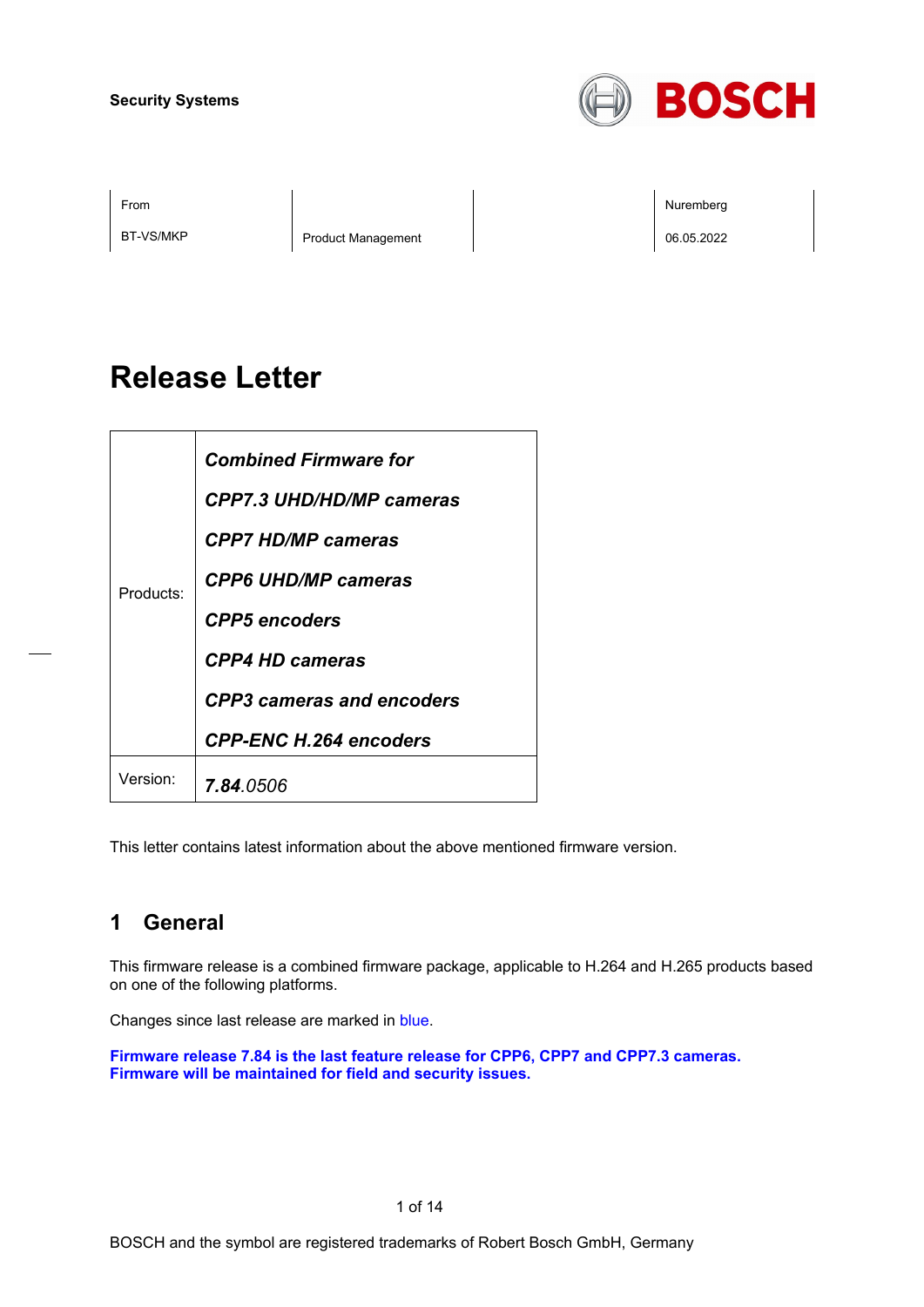Security Systems

BOSCH

| From | | | Nuremberg |
|---|---|---|---|
| BT-VS/MKP | Product Management | | 06.05.2022 |

# Release Letter

| Products: | ***Combined Firmware for*** <br> ***CPP7.3 UHD/HD/MP cameras*** <br> ***CPP7 HD/MP cameras*** <br> ***CPP6 UHD/MP cameras*** <br> ***CPP5 encoders*** <br> ***CPP4 HD cameras*** <br> ***CPP3 cameras and encoders*** <br> ***CPP-ENC H.264 encoders*** |
|---|---|
| Version: | ***7.84****.0506* |

This letter contains latest information about the above mentioned firmware version.

## 1 General

This firmware release is a combined firmware package, applicable to H.264 and H.265 products based on one of the following platforms.

Changes since last release are marked in blue.

**Firmware release 7.84 is the last feature release for CPP6, CPP7 and CPP7.3 cameras. Firmware will be maintained for field and security issues.**

BOSCH and the symbol are registered trademarks of Robert Bosch GmbH, Germany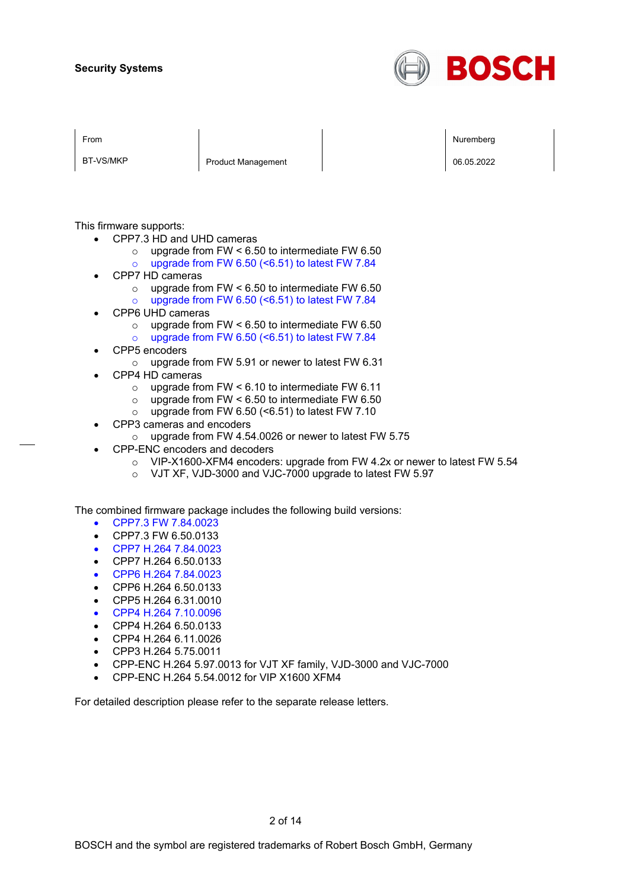**Security Systems**

| From | | | Nuremberg |
| --- | --- | --- | --- |
| BT-VS/MKP | Product Management | | 06.05.2022 |

This firmware supports:

- CPP7.3 HD and UHD cameras
  - upgrade from FW < 6.50 to intermediate FW 6.50
  - upgrade from FW 6.50 (<6.51) to latest FW 7.84
- CPP7 HD cameras
  - upgrade from FW < 6.50 to intermediate FW 6.50
  - upgrade from FW 6.50 (<6.51) to latest FW 7.84
- CPP6 UHD cameras
  - upgrade from FW < 6.50 to intermediate FW 6.50
  - upgrade from FW 6.50 (<6.51) to latest FW 7.84
- CPP5 encoders
  - upgrade from FW 5.91 or newer to latest FW 6.31
- CPP4 HD cameras
  - upgrade from FW < 6.10 to intermediate FW 6.11
  - upgrade from FW < 6.50 to intermediate FW 6.50
  - upgrade from FW 6.50 (<6.51) to latest FW 7.10
- CPP3 cameras and encoders
  - upgrade from FW 4.54.0026 or newer to latest FW 5.75
- CPP-ENC encoders and decoders
  - VIP-X1600-XFM4 encoders: upgrade from FW 4.2x or newer to latest FW 5.54
  - VJT XF, VJD-3000 and VJC-7000 upgrade to latest FW 5.97

The combined firmware package includes the following build versions:

- CPP7.3 FW 7.84.0023
- CPP7.3 FW 6.50.0133
- CPP7 H.264 7.84.0023
- CPP7 H.264 6.50.0133
- CPP6 H.264 7.84.0023
- CPP6 H.264 6.50.0133
- CPP5 H.264 6.31.0010
- CPP4 H.264 7.10.0096
- CPP4 H.264 6.50.0133
- CPP4 H.264 6.11.0026
- CPP3 H.264 5.75.0011
- CPP-ENC H.264 5.97.0013 for VJT XF family, VJD-3000 and VJC-7000
- CPP-ENC H.264 5.54.0012 for VIP X1600 XFM4

For detailed description please refer to the separate release letters.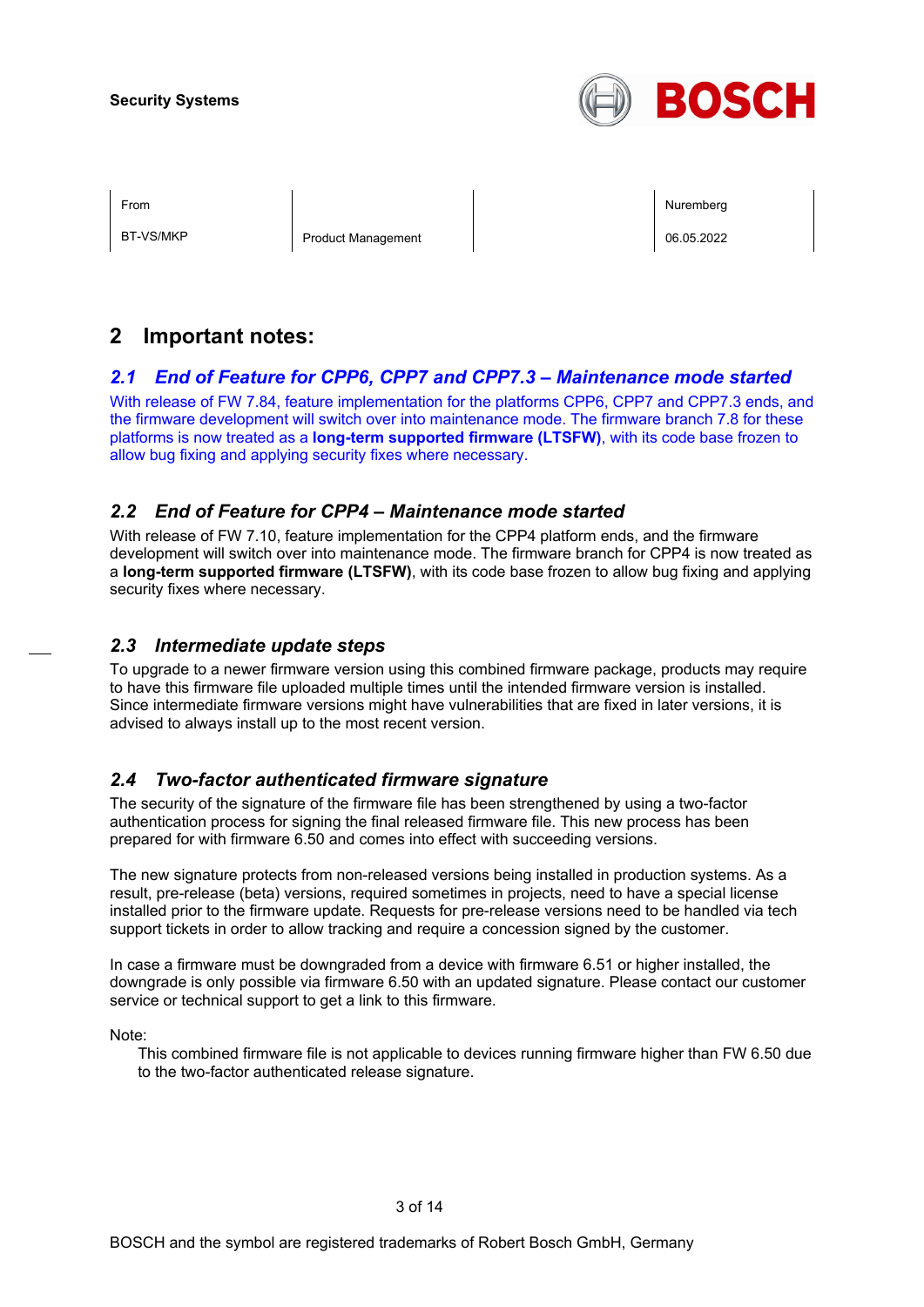| From | | | Nuremberg |
| --- | --- | --- | --- |
| BT-VS/MKP | Product Management | | 06.05.2022 |

## 2 Important notes:

### *2.1 End of Feature for CPP6, CPP7 and CPP7.3 – Maintenance mode started*

With release of FW 7.84, feature implementation for the platforms CPP6, CPP7 and CPP7.3 ends, and the firmware development will switch over into maintenance mode. The firmware branch 7.8 for these platforms is now treated as a **long-term supported firmware (LTSFW)**, with its code base frozen to allow bug fixing and applying security fixes where necessary.

### *2.2 End of Feature for CPP4 – Maintenance mode started*

With release of FW 7.10, feature implementation for the CPP4 platform ends, and the firmware development will switch over into maintenance mode. The firmware branch for CPP4 is now treated as a **long-term supported firmware (LTSFW)**, with its code base frozen to allow bug fixing and applying security fixes where necessary.

### *2.3 Intermediate update steps*

To upgrade to a newer firmware version using this combined firmware package, products may require to have this firmware file uploaded multiple times until the intended firmware version is installed. Since intermediate firmware versions might have vulnerabilities that are fixed in later versions, it is advised to always install up to the most recent version.

### *2.4 Two-factor authenticated firmware signature*

The security of the signature of the firmware file has been strengthened by using a two-factor authentication process for signing the final released firmware file. This new process has been prepared for with firmware 6.50 and comes into effect with succeeding versions.

The new signature protects from non-released versions being installed in production systems. As a result, pre-release (beta) versions, required sometimes in projects, need to have a special license installed prior to the firmware update. Requests for pre-release versions need to be handled via tech support tickets in order to allow tracking and require a concession signed by the customer.

In case a firmware must be downgraded from a device with firmware 6.51 or higher installed, the downgrade is only possible via firmware 6.50 with an updated signature. Please contact our customer service or technical support to get a link to this firmware.

Note:

> This combined firmware file is not applicable to devices running firmware higher than FW 6.50 due to the two-factor authenticated release signature.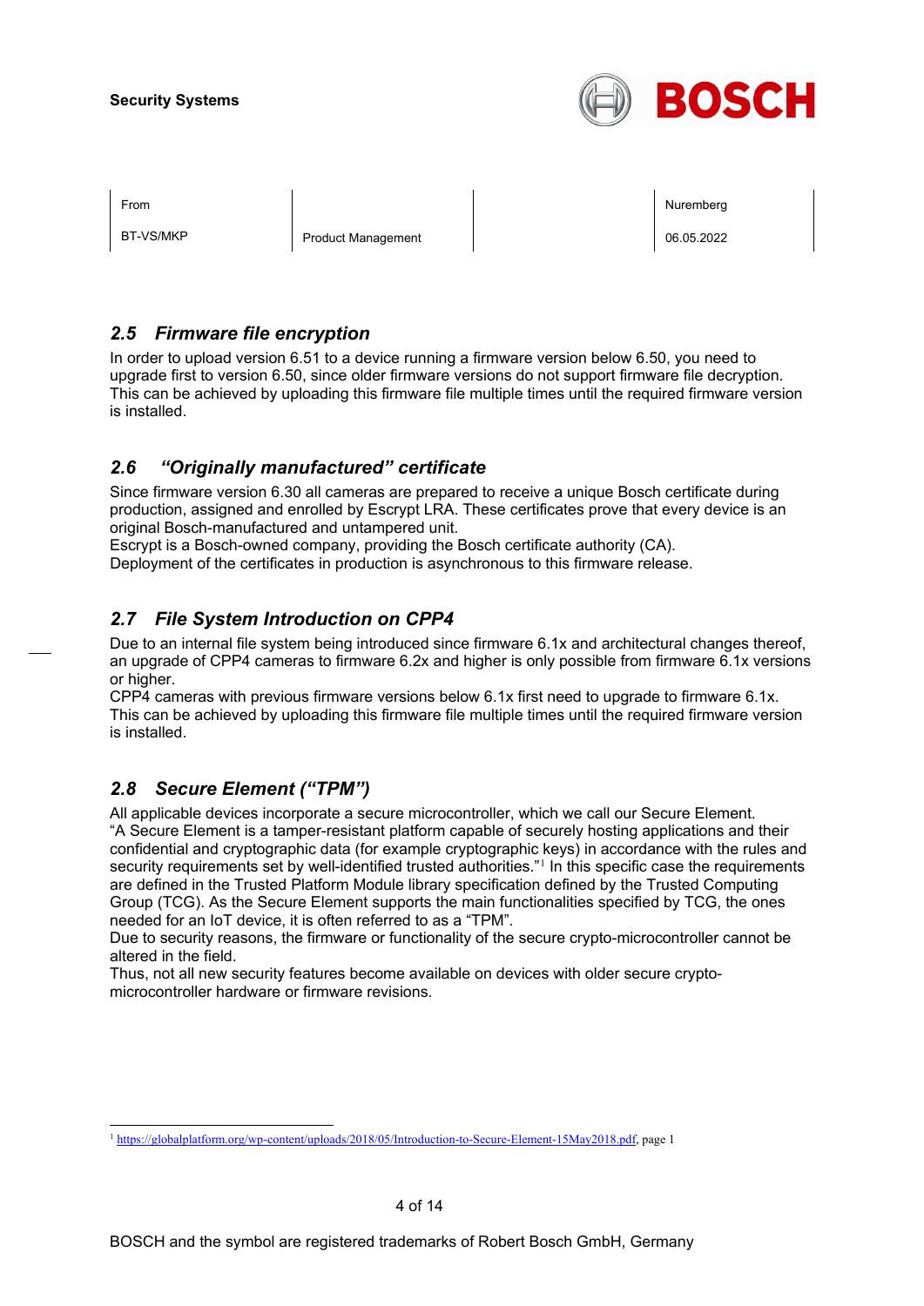## 2.5 Firmware file encryption

In order to upload version 6.51 to a device running a firmware version below 6.50, you need to upgrade first to version 6.50, since older firmware versions do not support firmware file decryption. This can be achieved by uploading this firmware file multiple times until the required firmware version is installed.

## 2.6 "Originally manufactured" certificate

Since firmware version 6.30 all cameras are prepared to receive a unique Bosch certificate during production, assigned and enrolled by Escrypt LRA. These certificates prove that every device is an original Bosch-manufactured and untampered unit.
Escrypt is a Bosch-owned company, providing the Bosch certificate authority (CA).
Deployment of the certificates in production is asynchronous to this firmware release.

## 2.7 File System Introduction on CPP4

Due to an internal file system being introduced since firmware 6.1x and architectural changes thereof, an upgrade of CPP4 cameras to firmware 6.2x and higher is only possible from firmware 6.1x versions or higher.
CPP4 cameras with previous firmware versions below 6.1x first need to upgrade to firmware 6.1x. This can be achieved by uploading this firmware file multiple times until the required firmware version is installed.

## 2.8 Secure Element ("TPM")

All applicable devices incorporate a secure microcontroller, which we call our Secure Element. "A Secure Element is a tamper-resistant platform capable of securely hosting applications and their confidential and cryptographic data (for example cryptographic keys) in accordance with the rules and security requirements set by well-identified trusted authorities."[1] In this specific case the requirements are defined in the Trusted Platform Module library specification defined by the Trusted Computing Group (TCG). As the Secure Element supports the main functionalities specified by TCG, the ones needed for an IoT device, it is often referred to as a "TPM".
Due to security reasons, the firmware or functionality of the secure crypto-microcontroller cannot be altered in the field.
Thus, not all new security features become available on devices with older secure crypto-microcontroller hardware or firmware revisions.

[1] https://globalplatform.org/wp-content/uploads/2018/05/Introduction-to-Secure-Element-15May2018.pdf, page 1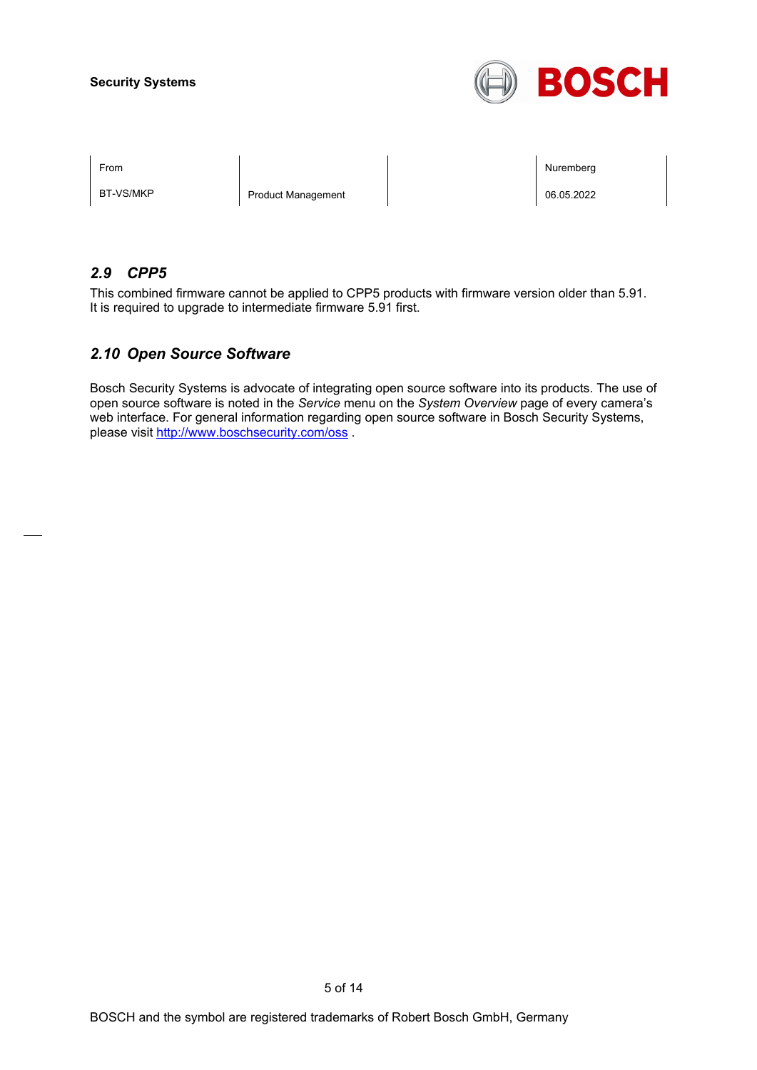## 2.9 CPP5

This combined firmware cannot be applied to CPP5 products with firmware version older than 5.91. It is required to upgrade to intermediate firmware 5.91 first.

## 2.10 Open Source Software

Bosch Security Systems is advocate of integrating open source software into its products. The use of open source software is noted in the *Service* menu on the *System Overview* page of every camera's web interface. For general information regarding open source software in Bosch Security Systems, please visit [http://www.boschsecurity.com/oss](http://www.boschsecurity.com/oss) .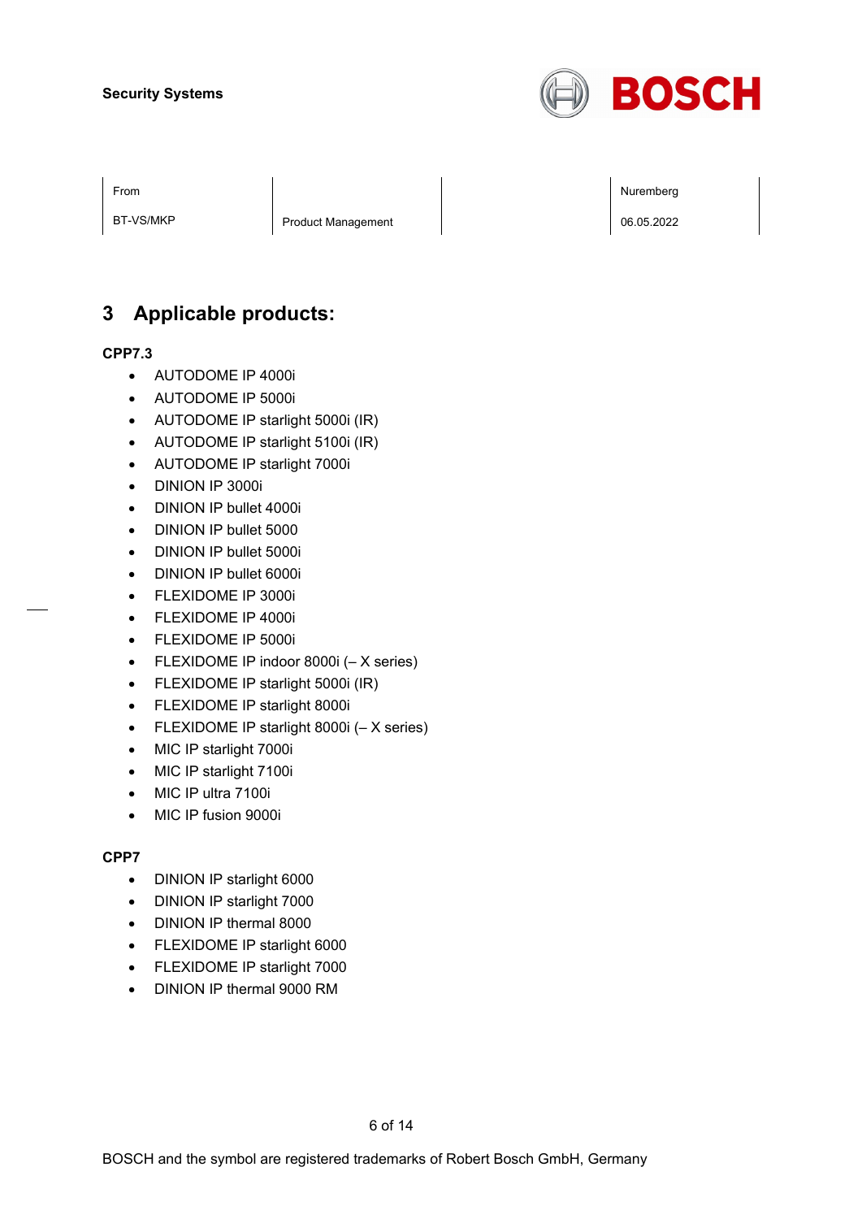## 3 Applicable products:

**CPP7.3**

- AUTODOME IP 4000i
- AUTODOME IP 5000i
- AUTODOME IP starlight 5000i (IR)
- AUTODOME IP starlight 5100i (IR)
- AUTODOME IP starlight 7000i
- DINION IP 3000i
- DINION IP bullet 4000i
- DINION IP bullet 5000
- DINION IP bullet 5000i
- DINION IP bullet 6000i
- FLEXIDOME IP 3000i
- FLEXIDOME IP 4000i
- FLEXIDOME IP 5000i
- FLEXIDOME IP indoor 8000i (– X series)
- FLEXIDOME IP starlight 5000i (IR)
- FLEXIDOME IP starlight 8000i
- FLEXIDOME IP starlight 8000i (– X series)
- MIC IP starlight 7000i
- MIC IP starlight 7100i
- MIC IP ultra 7100i
- MIC IP fusion 9000i

**CPP7**

- DINION IP starlight 6000
- DINION IP starlight 7000
- DINION IP thermal 8000
- FLEXIDOME IP starlight 6000
- FLEXIDOME IP starlight 7000
- DINION IP thermal 9000 RM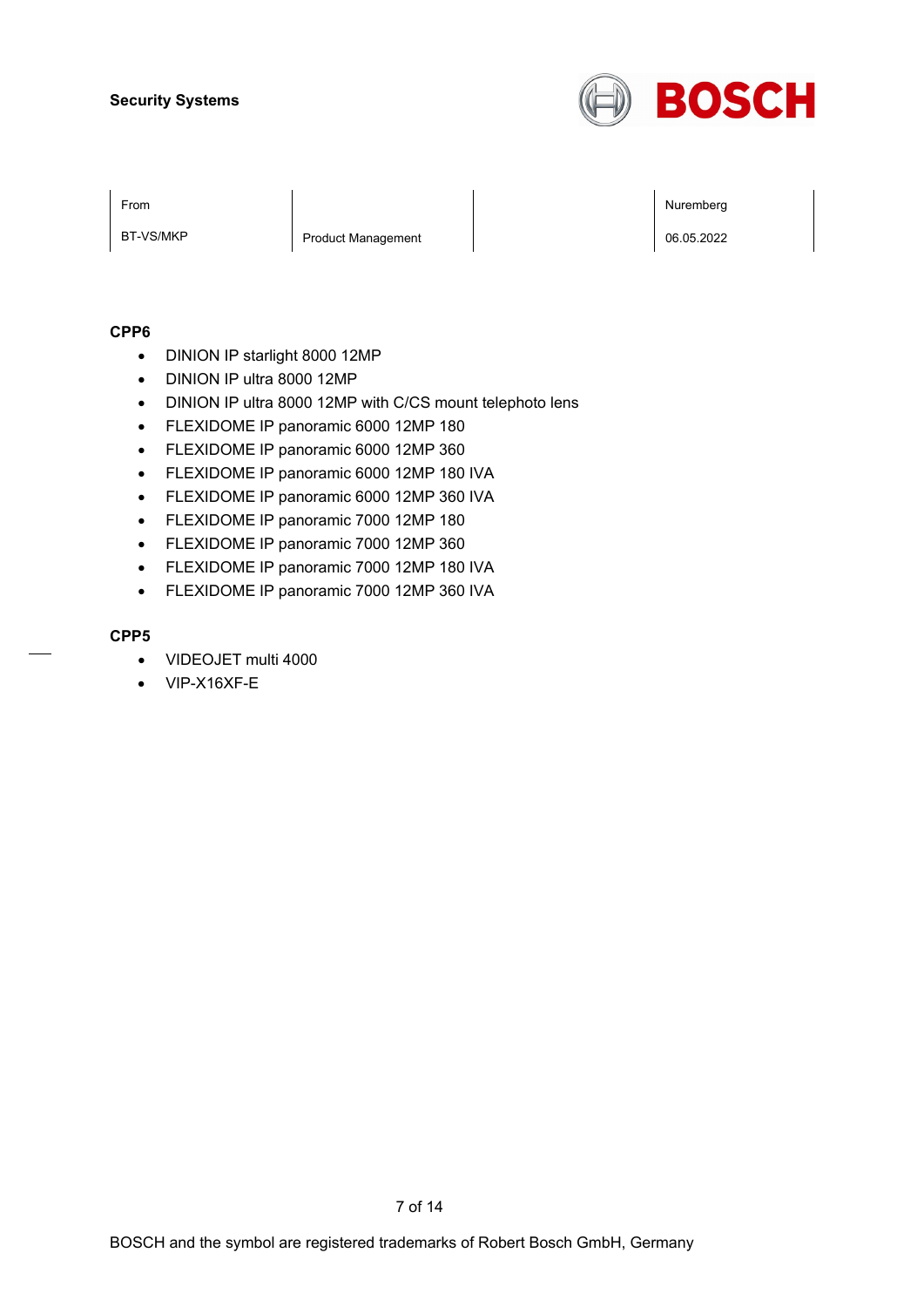Security Systems

| From | | | Nuremberg |
|---|---|---|---|
| BT-VS/MKP | Product Management | | 06.05.2022 |

**CPP6**

- DINION IP starlight 8000 12MP
- DINION IP ultra 8000 12MP
- DINION IP ultra 8000 12MP with C/CS mount telephoto lens
- FLEXIDOME IP panoramic 6000 12MP 180
- FLEXIDOME IP panoramic 6000 12MP 360
- FLEXIDOME IP panoramic 6000 12MP 180 IVA
- FLEXIDOME IP panoramic 6000 12MP 360 IVA
- FLEXIDOME IP panoramic 7000 12MP 180
- FLEXIDOME IP panoramic 7000 12MP 360
- FLEXIDOME IP panoramic 7000 12MP 180 IVA
- FLEXIDOME IP panoramic 7000 12MP 360 IVA

**CPP5**

- VIDEOJET multi 4000
- VIP-X16XF-E

BOSCH and the symbol are registered trademarks of Robert Bosch GmbH, Germany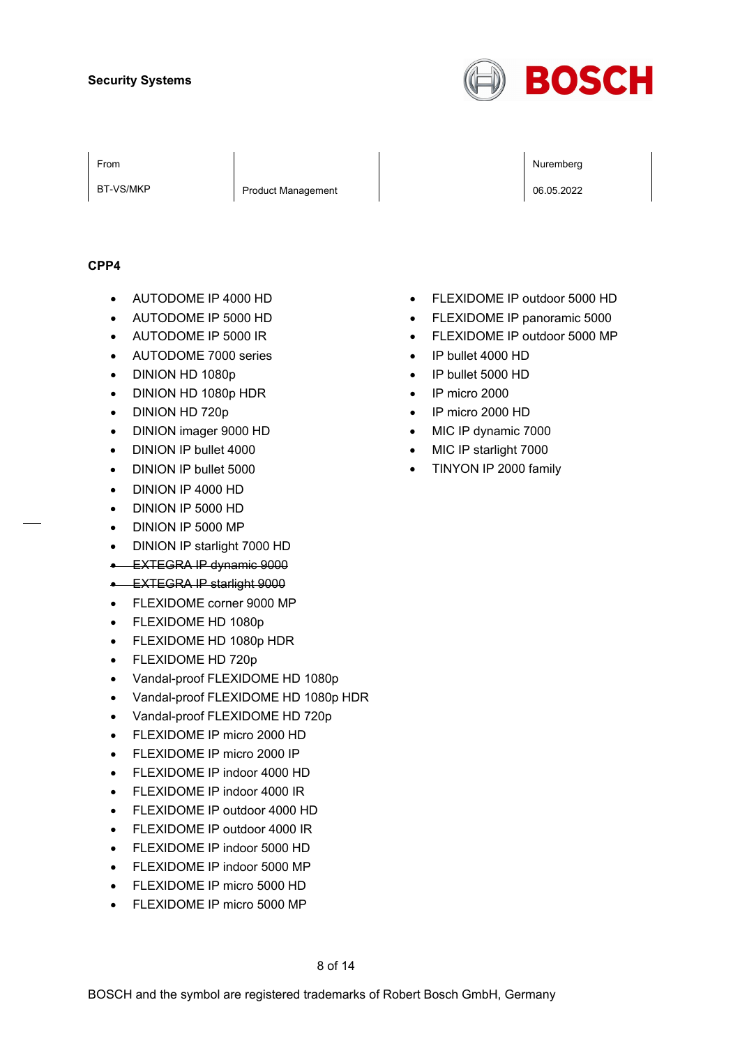Security Systems

| From | | | Nuremberg |
|---|---|---|---|
| BT-VS/MKP | Product Management | | 06.05.2022 |

**CPP4**

- AUTODOME IP 4000 HD
- AUTODOME IP 5000 HD
- AUTODOME IP 5000 IR
- AUTODOME 7000 series
- DINION HD 1080p
- DINION HD 1080p HDR
- DINION HD 720p
- DINION imager 9000 HD
- DINION IP bullet 4000
- DINION IP bullet 5000
- DINION IP 4000 HD
- DINION IP 5000 HD
- DINION IP 5000 MP
- DINION IP starlight 7000 HD
- ~~EXTEGRA IP dynamic 9000~~
- ~~EXTEGRA IP starlight 9000~~
- FLEXIDOME corner 9000 MP
- FLEXIDOME HD 1080p
- FLEXIDOME HD 1080p HDR
- FLEXIDOME HD 720p
- Vandal-proof FLEXIDOME HD 1080p
- Vandal-proof FLEXIDOME HD 1080p HDR
- Vandal-proof FLEXIDOME HD 720p
- FLEXIDOME IP micro 2000 HD
- FLEXIDOME IP micro 2000 IP
- FLEXIDOME IP indoor 4000 HD
- FLEXIDOME IP indoor 4000 IR
- FLEXIDOME IP outdoor 4000 HD
- FLEXIDOME IP outdoor 4000 IR
- FLEXIDOME IP indoor 5000 HD
- FLEXIDOME IP indoor 5000 MP
- FLEXIDOME IP micro 5000 HD
- FLEXIDOME IP micro 5000 MP
- FLEXIDOME IP outdoor 5000 HD
- FLEXIDOME IP panoramic 5000
- FLEXIDOME IP outdoor 5000 MP
- IP bullet 4000 HD
- IP bullet 5000 HD
- IP micro 2000
- IP micro 2000 HD
- MIC IP dynamic 7000
- MIC IP starlight 7000
- TINYON IP 2000 family

BOSCH and the symbol are registered trademarks of Robert Bosch GmbH, Germany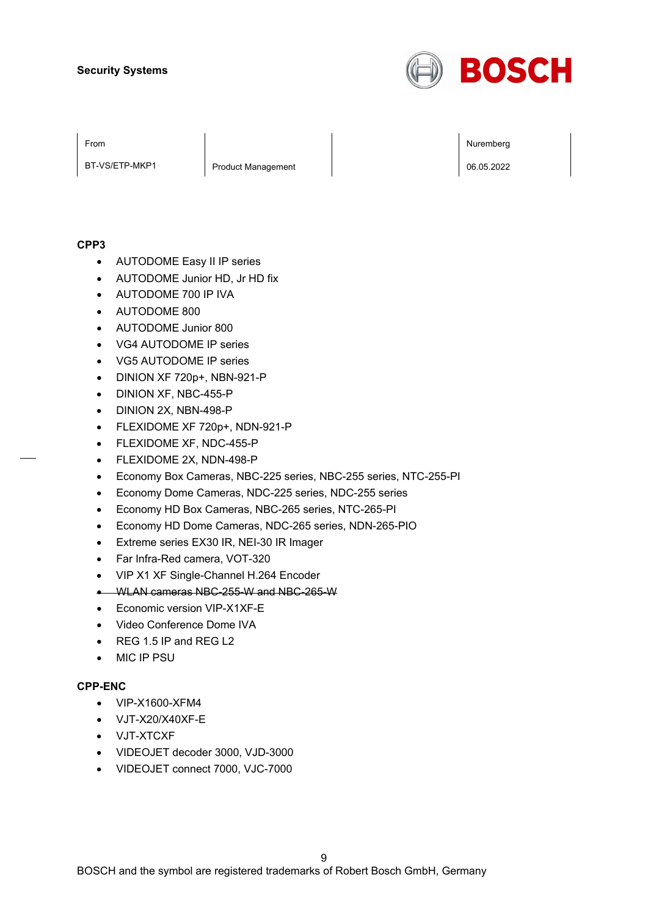Security Systems

| From | | | Nuremberg |
|---|---|---|---|
| BT-VS/ETP-MKP1 | Product Management | | 06.05.2022 |

**CPP3**

- AUTODOME Easy II IP series
- AUTODOME Junior HD, Jr HD fix
- AUTODOME 700 IP IVA
- AUTODOME 800
- AUTODOME Junior 800
- VG4 AUTODOME IP series
- VG5 AUTODOME IP series
- DINION XF 720p+, NBN-921-P
- DINION XF, NBC-455-P
- DINION 2X, NBN-498-P
- FLEXIDOME XF 720p+, NDN-921-P
- FLEXIDOME XF, NDC-455-P
- FLEXIDOME 2X, NDN-498-P
- Economy Box Cameras, NBC-225 series, NBC-255 series, NTC-255-PI
- Economy Dome Cameras, NDC-225 series, NDC-255 series
- Economy HD Box Cameras, NBC-265 series, NTC-265-PI
- Economy HD Dome Cameras, NDC-265 series, NDN-265-PIO
- Extreme series EX30 IR, NEI-30 IR Imager
- Far Infra-Red camera, VOT-320
- VIP X1 XF Single-Channel H.264 Encoder
- ~~WLAN cameras NBC-255-W and NBC-265-W~~
- Economic version VIP-X1XF-E
- Video Conference Dome IVA
- REG 1.5 IP and REG L2
- MIC IP PSU

**CPP-ENC**

- VIP-X1600-XFM4
- VJT-X20/X40XF-E
- VJT-XTCXF
- VIDEOJET decoder 3000, VJD-3000
- VIDEOJET connect 7000, VJC-7000

BOSCH and the symbol are registered trademarks of Robert Bosch GmbH, Germany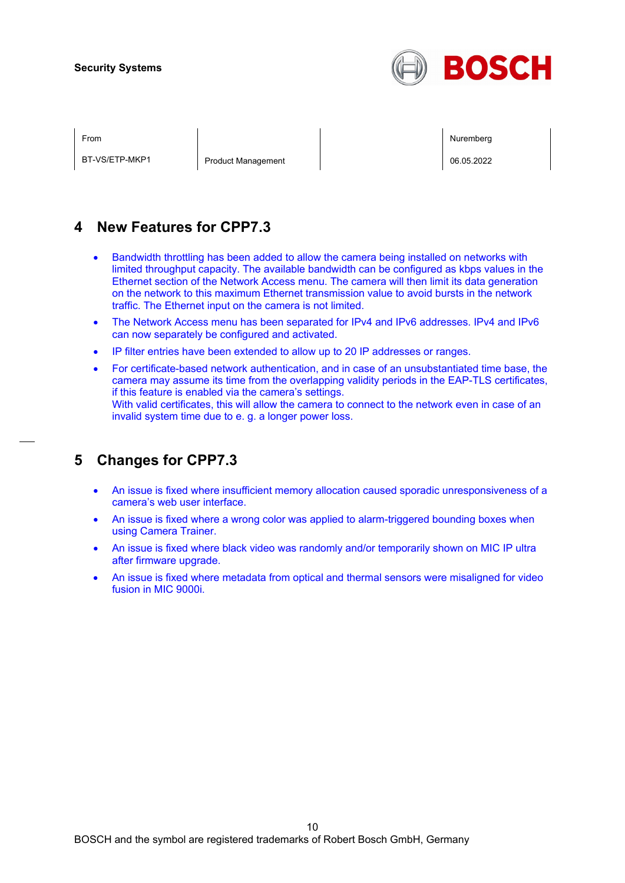## 4 New Features for CPP7.3

- Bandwidth throttling has been added to allow the camera being installed on networks with limited throughput capacity. The available bandwidth can be configured as kbps values in the Ethernet section of the Network Access menu. The camera will then limit its data generation on the network to this maximum Ethernet transmission value to avoid bursts in the network traffic. The Ethernet input on the camera is not limited.
- The Network Access menu has been separated for IPv4 and IPv6 addresses. IPv4 and IPv6 can now separately be configured and activated.
- IP filter entries have been extended to allow up to 20 IP addresses or ranges.
- For certificate-based network authentication, and in case of an unsubstantiated time base, the camera may assume its time from the overlapping validity periods in the EAP-TLS certificates, if this feature is enabled via the camera's settings.
  With valid certificates, this will allow the camera to connect to the network even in case of an invalid system time due to e. g. a longer power loss.

## 5 Changes for CPP7.3

- An issue is fixed where insufficient memory allocation caused sporadic unresponsiveness of a camera's web user interface.
- An issue is fixed where a wrong color was applied to alarm-triggered bounding boxes when using Camera Trainer.
- An issue is fixed where black video was randomly and/or temporarily shown on MIC IP ultra after firmware upgrade.
- An issue is fixed where metadata from optical and thermal sensors were misaligned for video fusion in MIC 9000i.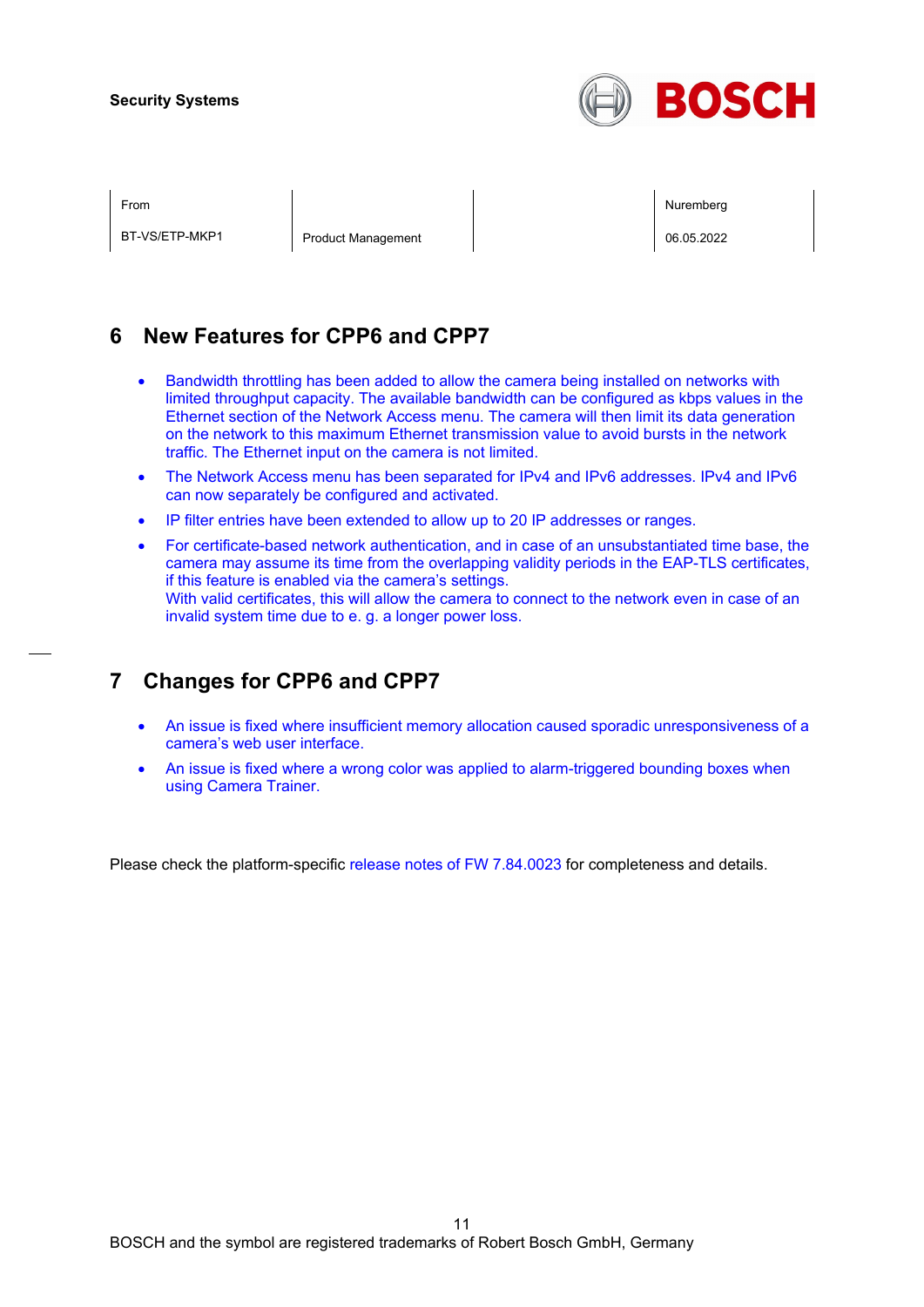## 6 New Features for CPP6 and CPP7

- Bandwidth throttling has been added to allow the camera being installed on networks with limited throughput capacity. The available bandwidth can be configured as kbps values in the Ethernet section of the Network Access menu. The camera will then limit its data generation on the network to this maximum Ethernet transmission value to avoid bursts in the network traffic. The Ethernet input on the camera is not limited.
- The Network Access menu has been separated for IPv4 and IPv6 addresses. IPv4 and IPv6 can now separately be configured and activated.
- IP filter entries have been extended to allow up to 20 IP addresses or ranges.
- For certificate-based network authentication, and in case of an unsubstantiated time base, the camera may assume its time from the overlapping validity periods in the EAP-TLS certificates, if this feature is enabled via the camera's settings.
  With valid certificates, this will allow the camera to connect to the network even in case of an invalid system time due to e. g. a longer power loss.

## 7 Changes for CPP6 and CPP7

- An issue is fixed where insufficient memory allocation caused sporadic unresponsiveness of a camera's web user interface.
- An issue is fixed where a wrong color was applied to alarm-triggered bounding boxes when using Camera Trainer.

Please check the platform-specific release notes of FW 7.84.0023 for completeness and details.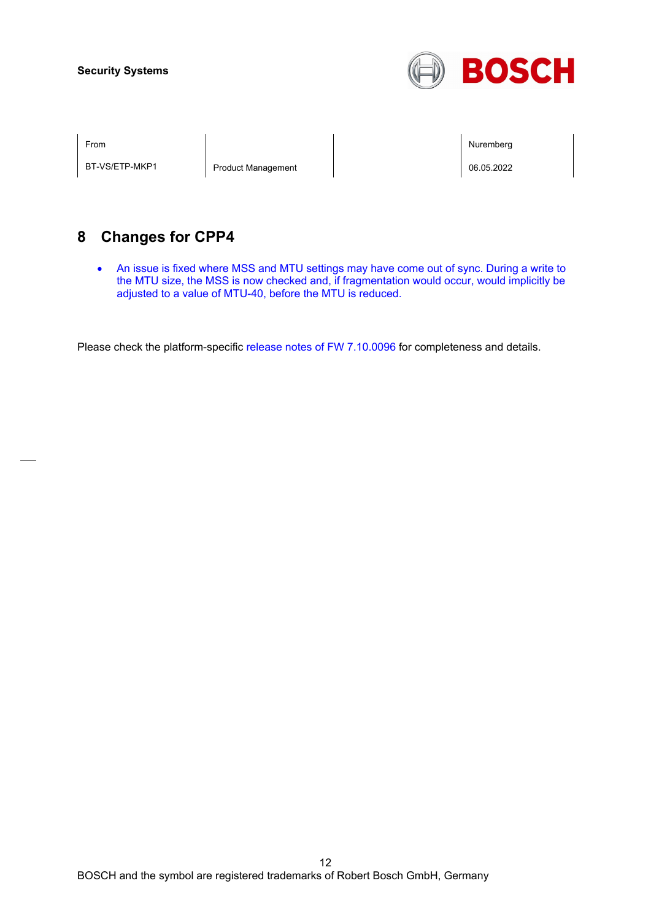# 8 Changes for CPP4

- An issue is fixed where MSS and MTU settings may have come out of sync. During a write to the MTU size, the MSS is now checked and, if fragmentation would occur, would implicitly be adjusted to a value of MTU-40, before the MTU is reduced.

Please check the platform-specific release notes of FW 7.10.0096 for completeness and details.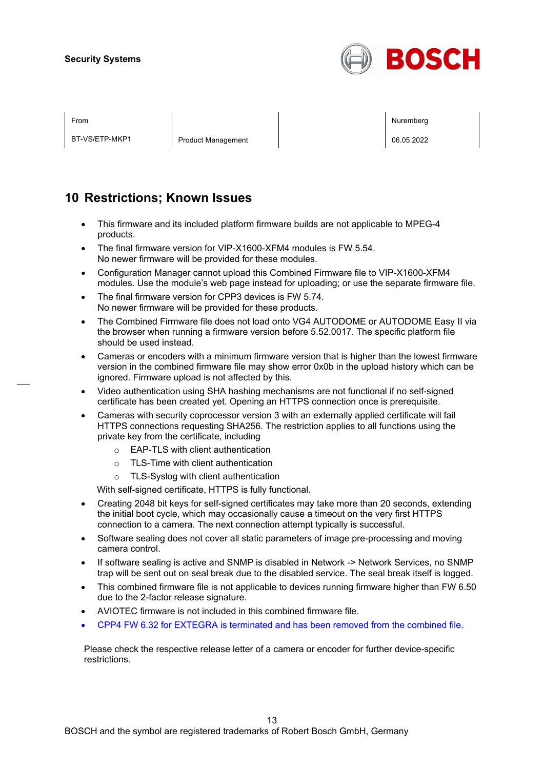# 10 Restrictions; Known Issues

- This firmware and its included platform firmware builds are not applicable to MPEG-4 products.
- The final firmware version for VIP-X1600-XFM4 modules is FW 5.54.  
  No newer firmware will be provided for these modules.
- Configuration Manager cannot upload this Combined Firmware file to VIP-X1600-XFM4 modules. Use the module's web page instead for uploading; or use the separate firmware file.
- The final firmware version for CPP3 devices is FW 5.74.  
  No newer firmware will be provided for these products.
- The Combined Firmware file does not load onto VG4 AUTODOME or AUTODOME Easy II via the browser when running a firmware version before 5.52.0017. The specific platform file should be used instead.
- Cameras or encoders with a minimum firmware version that is higher than the lowest firmware version in the combined firmware file may show error 0x0b in the upload history which can be ignored. Firmware upload is not affected by this.
- Video authentication using SHA hashing mechanisms are not functional if no self-signed certificate has been created yet. Opening an HTTPS connection once is prerequisite.
- Cameras with security coprocessor version 3 with an externally applied certificate will fail HTTPS connections requesting SHA256. The restriction applies to all functions using the private key from the certificate, including
  - EAP-TLS with client authentication
  - TLS-Time with client authentication
  - TLS-Syslog with client authentication

  With self-signed certificate, HTTPS is fully functional.
- Creating 2048 bit keys for self-signed certificates may take more than 20 seconds, extending the initial boot cycle, which may occasionally cause a timeout on the very first HTTPS connection to a camera. The next connection attempt typically is successful.
- Software sealing does not cover all static parameters of image pre-processing and moving camera control.
- If software sealing is active and SNMP is disabled in Network -> Network Services, no SNMP trap will be sent out on seal break due to the disabled service. The seal break itself is logged.
- This combined firmware file is not applicable to devices running firmware higher than FW 6.50 due to the 2-factor release signature.
- AVIOTEC firmware is not included in this combined firmware file.
- CPP4 FW 6.32 for EXTEGRA is terminated and has been removed from the combined file.

Please check the respective release letter of a camera or encoder for further device-specific restrictions.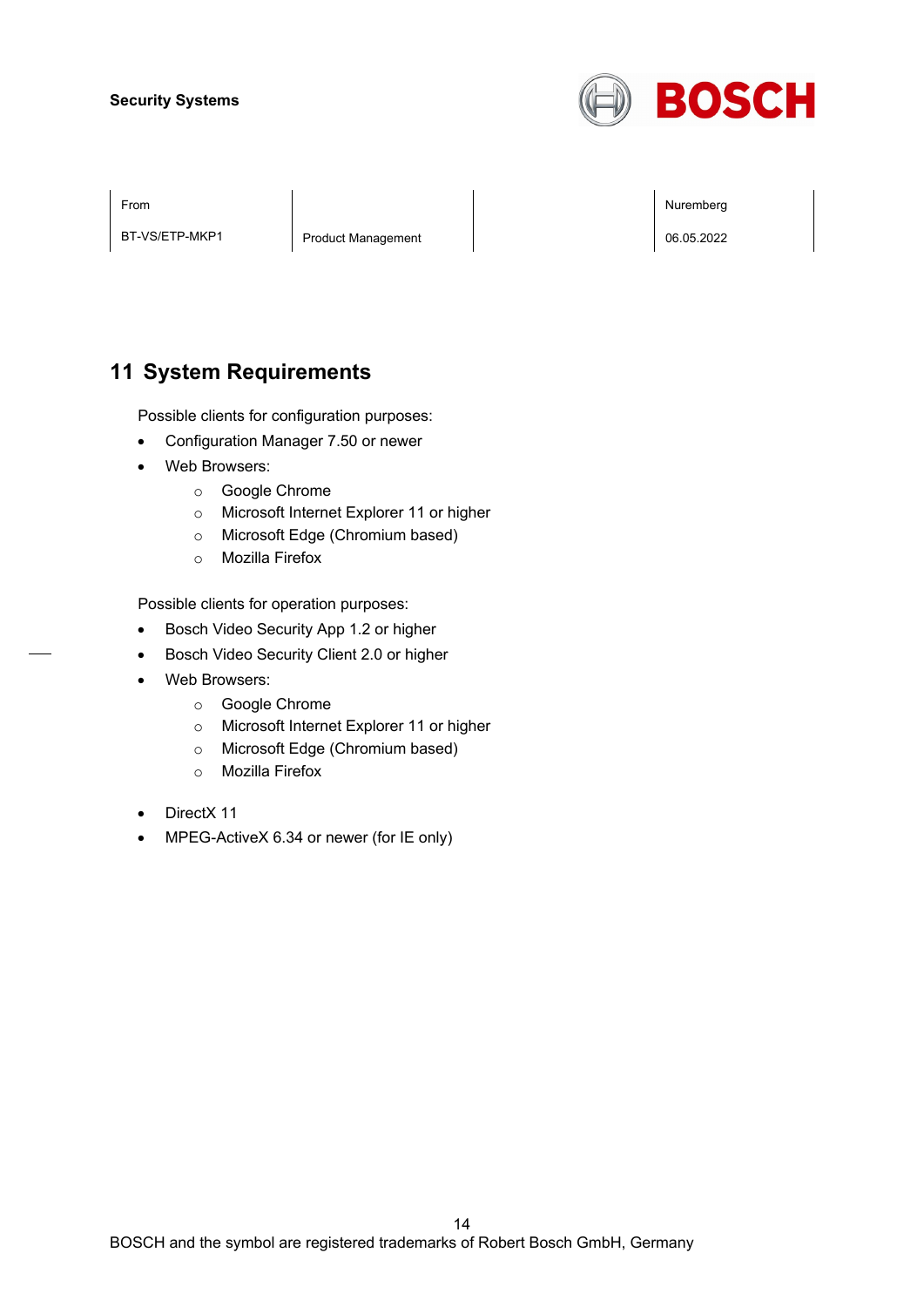Security Systems

| | | | |
|---|---|---|---|
| From | | | Nuremberg |
| BT-VS/ETP-MKP1 | Product Management | | 06.05.2022 |

## 11 System Requirements

Possible clients for configuration purposes:

- Configuration Manager 7.50 or newer
- Web Browsers:
    - Google Chrome
    - Microsoft Internet Explorer 11 or higher
    - Microsoft Edge (Chromium based)
    - Mozilla Firefox

Possible clients for operation purposes:

- Bosch Video Security App 1.2 or higher
- Bosch Video Security Client 2.0 or higher
- Web Browsers:
    - Google Chrome
    - Microsoft Internet Explorer 11 or higher
    - Microsoft Edge (Chromium based)
    - Mozilla Firefox

- DirectX 11
- MPEG-ActiveX 6.34 or newer (for IE only)

BOSCH and the symbol are registered trademarks of Robert Bosch GmbH, Germany